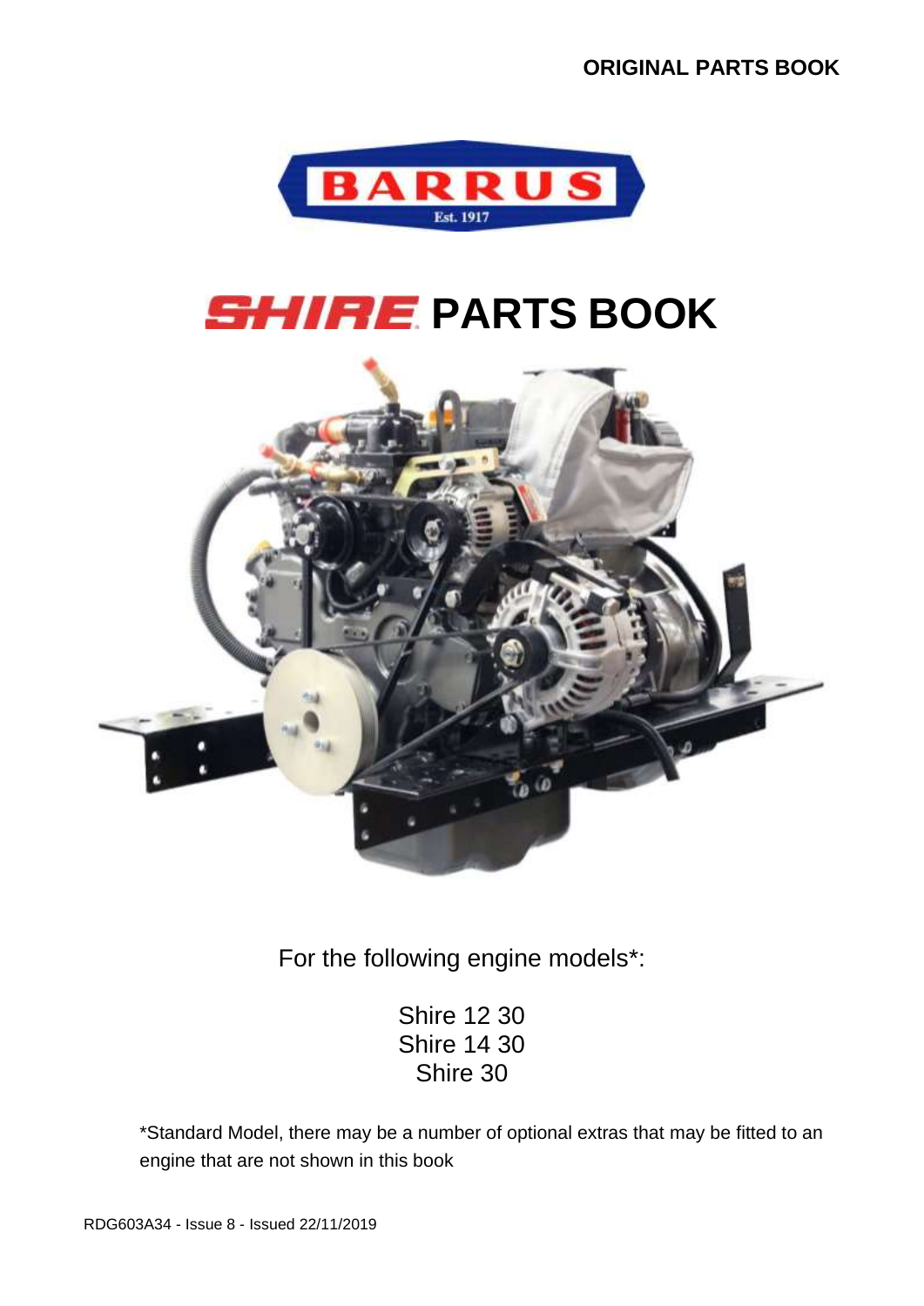ORIGINAL PARTS BOOK

BARRUS

Est. 1917

# SHIRE PARTS BOOK

For the following engine models*:

Shire 12 30
Shire 14 30
Shire 30

*Standard Model, there may be a number of optional extras that may be fitted to an engine that are not shown in this book

RDG603A34 - Issue 8 - Issued 22/11/2019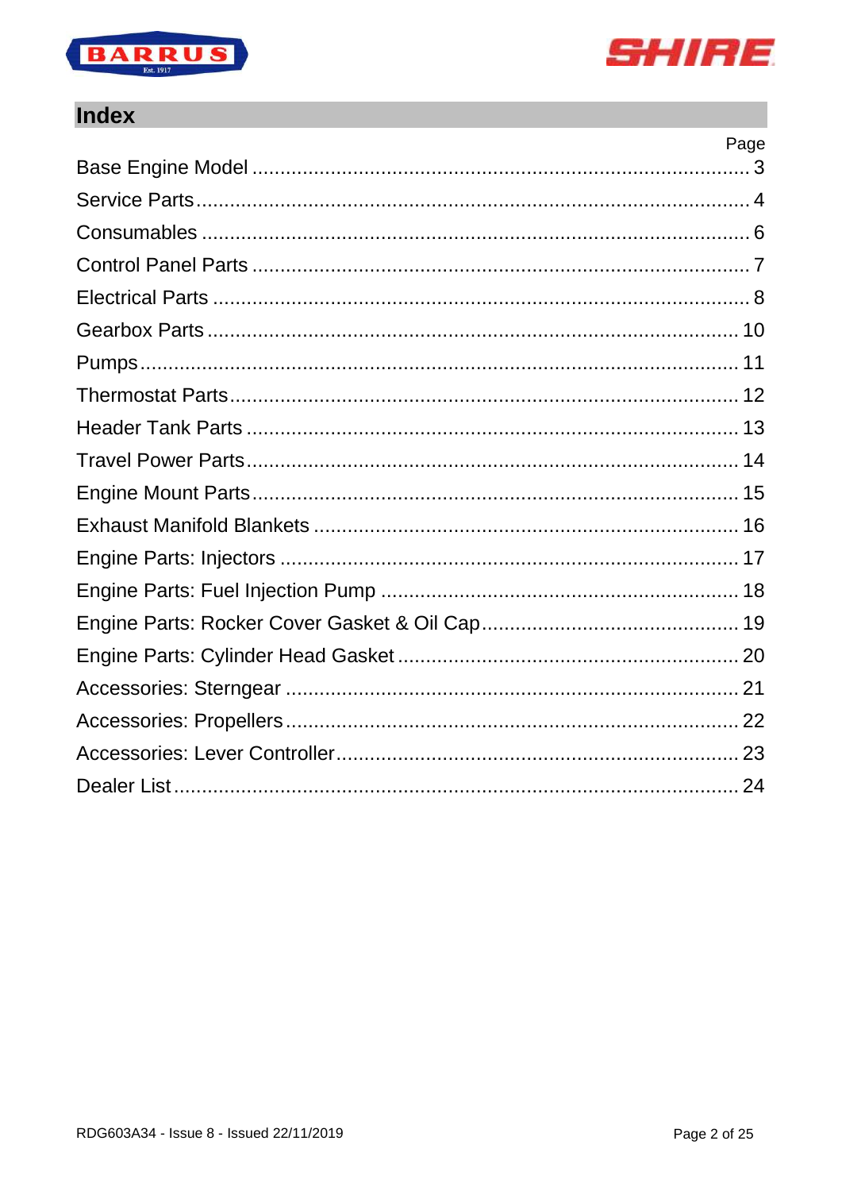# Index

| | Page |
|---|---|
| Base Engine Model | 3 |
| Service Parts | 4 |
| Consumables | 6 |
| Control Panel Parts | 7 |
| Electrical Parts | 8 |
| Gearbox Parts | 10 |
| Pumps | 11 |
| Thermostat Parts | 12 |
| Header Tank Parts | 13 |
| Travel Power Parts | 14 |
| Engine Mount Parts | 15 |
| Exhaust Manifold Blankets | 16 |
| Engine Parts: Injectors | 17 |
| Engine Parts: Fuel Injection Pump | 18 |
| Engine Parts: Rocker Cover Gasket & Oil Cap | 19 |
| Engine Parts: Cylinder Head Gasket | 20 |
| Accessories: Sterngear | 21 |
| Accessories: Propellers | 22 |
| Accessories: Lever Controller | 23 |
| Dealer List | 24 |

RDG603A34 - Issue 8 - Issued 22/11/2019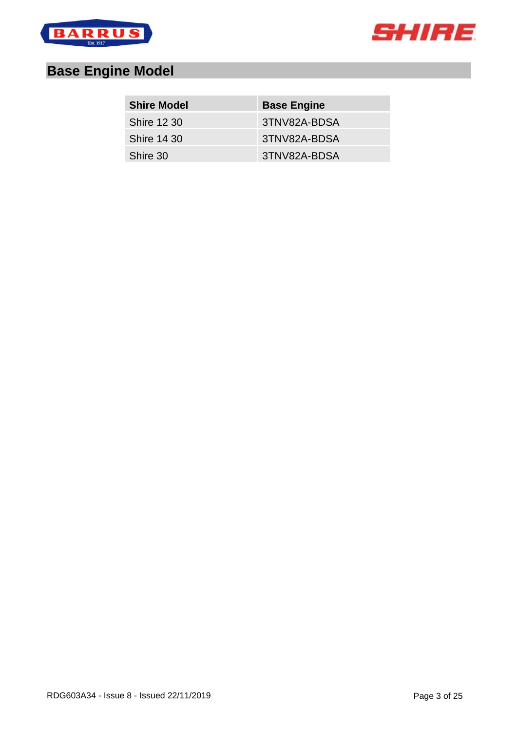# Base Engine Model

| Shire Model | Base Engine |
|---|---|
| Shire 12 30 | 3TNV82A-BDSA |
| Shire 14 30 | 3TNV82A-BDSA |
| Shire 30 | 3TNV82A-BDSA |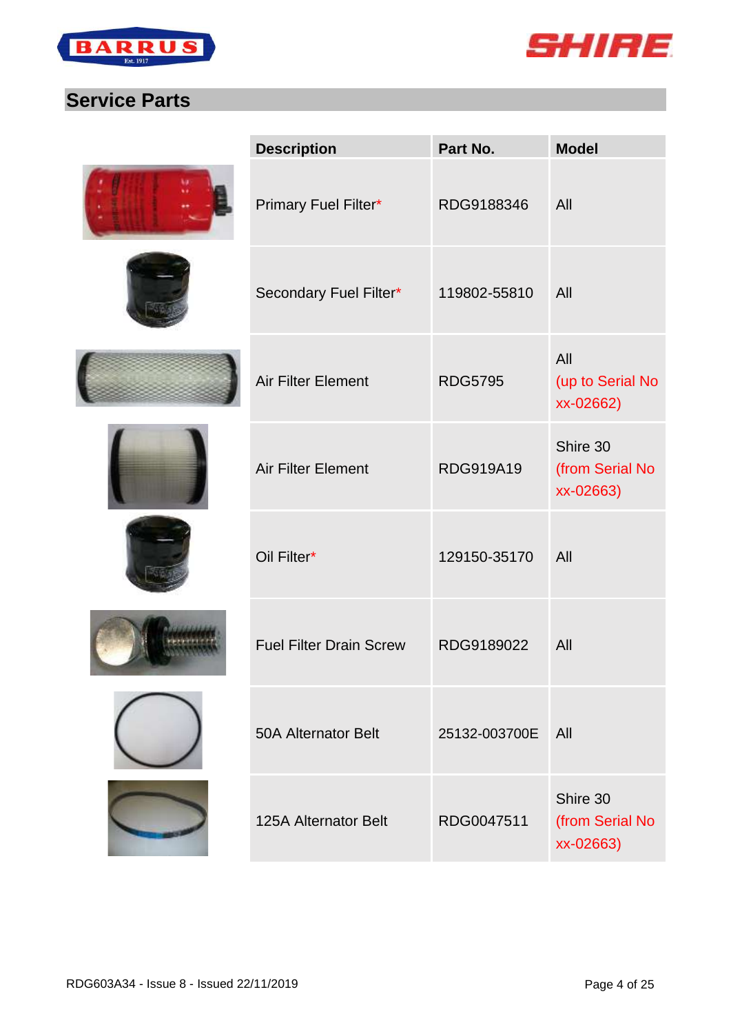## Service Parts

| Description | Part No. | Model |
|---|---|---|
| Primary Fuel Filter* | RDG9188346 | All |
| Secondary Fuel Filter* | 119802-55810 | All |
| Air Filter Element | RDG5795 | All (up to Serial No xx-02662) |
| Air Filter Element | RDG919A19 | Shire 30 (from Serial No xx-02663) |
| Oil Filter* | 129150-35170 | All |
| Fuel Filter Drain Screw | RDG9189022 | All |
| 50A Alternator Belt | 25132-003700E | All |
| 125A Alternator Belt | RDG0047511 | Shire 30 (from Serial No xx-02663) |

RDG603A34 - Issue 8 - Issued 22/11/2019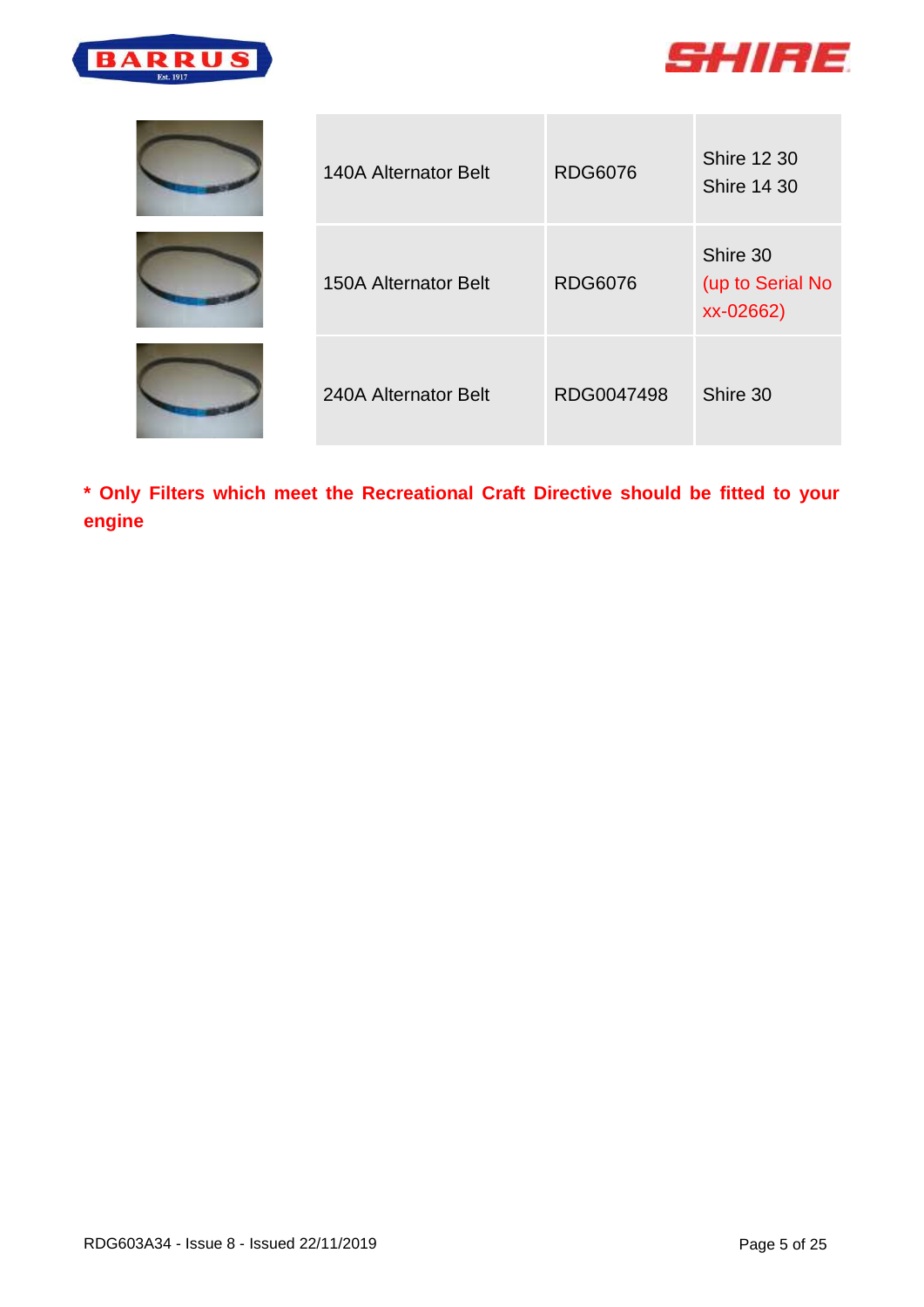| | | | |
|---|---|---|---|
| | 140A Alternator Belt | RDG6076 | Shire 12 30<br>Shire 14 30 |
| | 150A Alternator Belt | RDG6076 | Shire 30<br>(up to Serial No xx-02662) |
| | 240A Alternator Belt | RDG0047498 | Shire 30 |

**\* Only Filters which meet the Recreational Craft Directive should be fitted to your engine**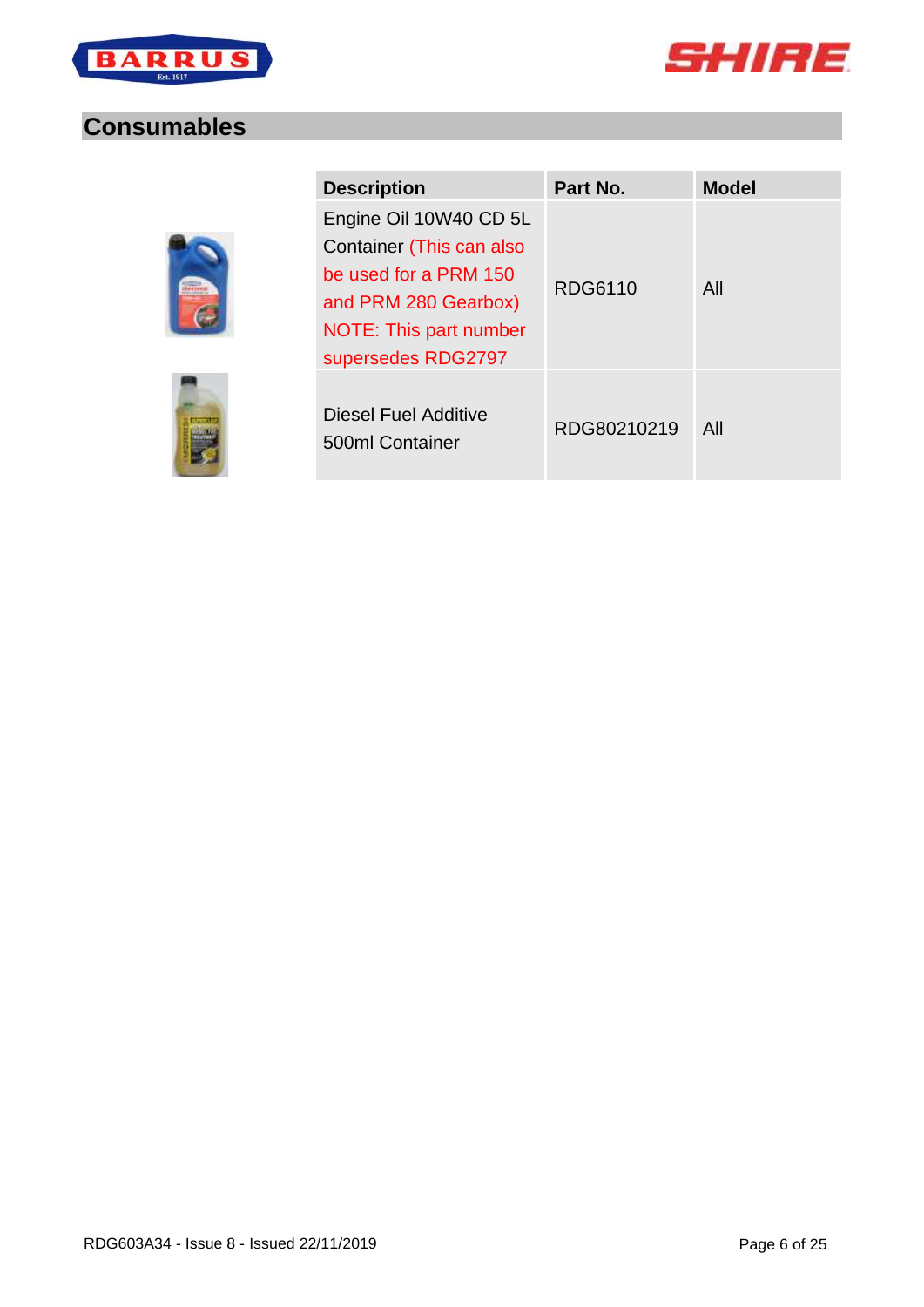## Consumables

| Description | Part No. | Model |
|---|---|---|
| Engine Oil 10W40 CD 5L Container (This can also be used for a PRM 150 and PRM 280 Gearbox) NOTE: This part number supersedes RDG2797 | RDG6110 | All |
| Diesel Fuel Additive 500ml Container | RDG80210219 | All |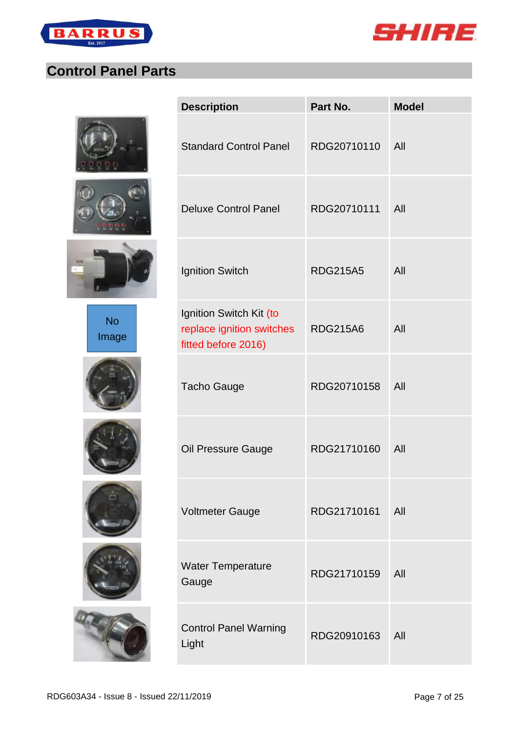## Control Panel Parts

| | Description | Part No. | Model |
|---|---|---|---|
| | Standard Control Panel | RDG20710110 | All |
| | Deluxe Control Panel | RDG20710111 | All |
| | Ignition Switch | RDG215A5 | All |
| No Image | Ignition Switch Kit (to replace ignition switches fitted before 2016) | RDG215A6 | All |
| | Tacho Gauge | RDG20710158 | All |
| | Oil Pressure Gauge | RDG21710160 | All |
| | Voltmeter Gauge | RDG21710161 | All |
| | Water Temperature Gauge | RDG21710159 | All |
| | Control Panel Warning Light | RDG20910163 | All |

RDG603A34 - Issue 8 - Issued 22/11/2019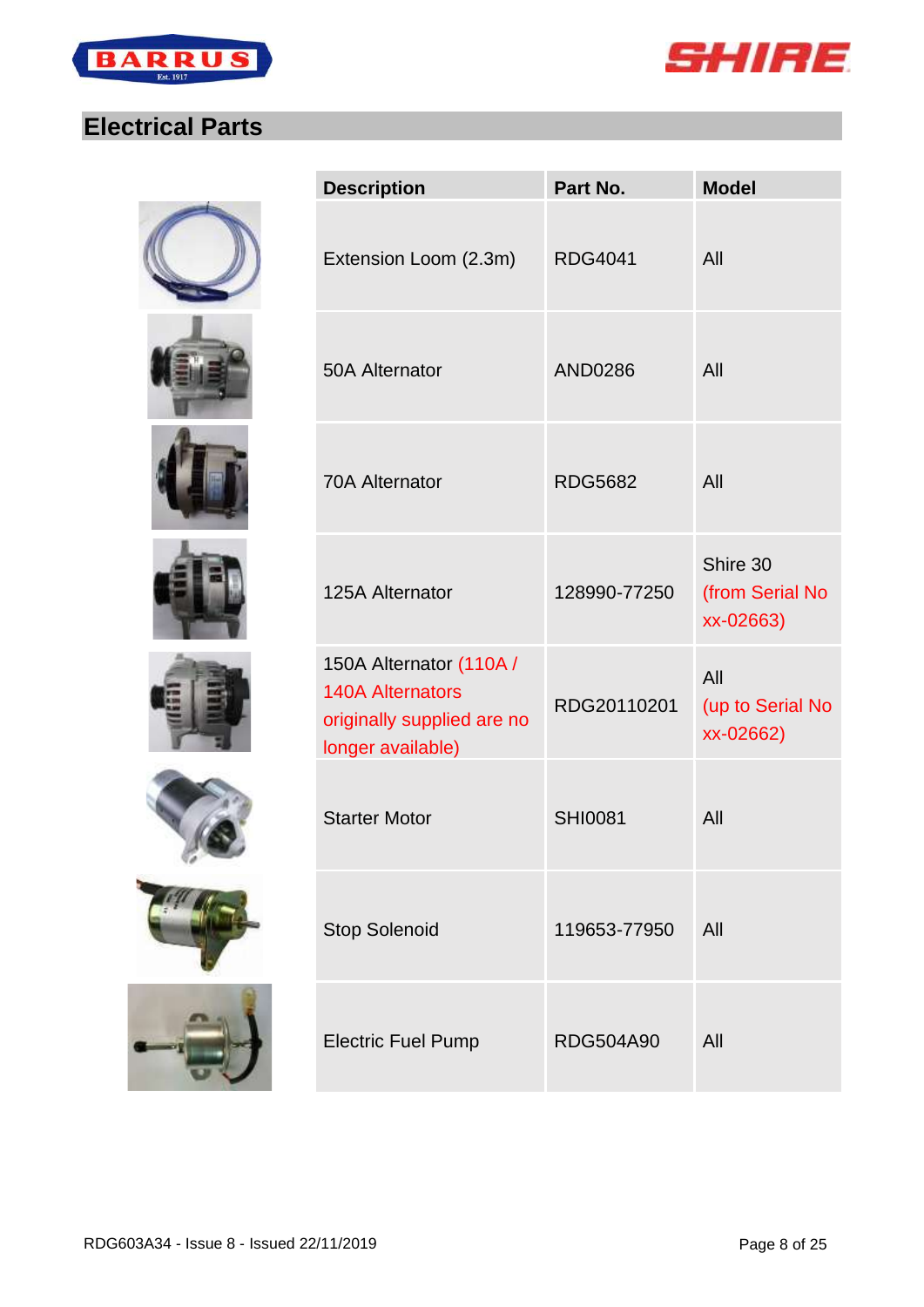## Electrical Parts

| Description | Part No. | Model |
|---|---|---|
| Extension Loom (2.3m) | RDG4041 | All |
| 50A Alternator | AND0286 | All |
| 70A Alternator | RDG5682 | All |
| 125A Alternator | 128990-77250 | Shire 30 (from Serial No xx-02663) |
| 150A Alternator (110A / 140A Alternators originally supplied are no longer available) | RDG20110201 | All (up to Serial No xx-02662) |
| Starter Motor | SHI0081 | All |
| Stop Solenoid | 119653-77950 | All |
| Electric Fuel Pump | RDG504A90 | All |

RDG603A34 - Issue 8 - Issued 22/11/2019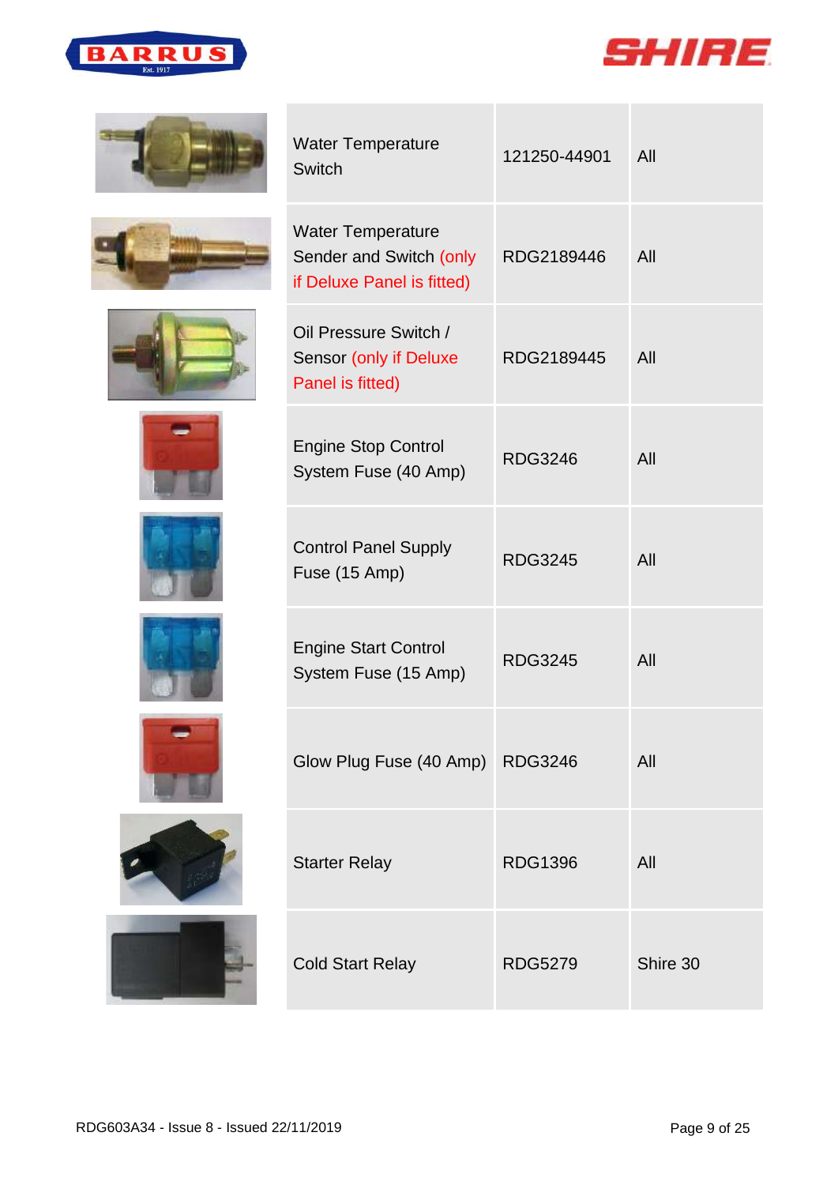| | | | |
|---|---|---|---|
| | Water Temperature Switch | 121250-44901 | All |
| | Water Temperature Sender and Switch (only if Deluxe Panel is fitted) | RDG2189446 | All |
| | Oil Pressure Switch / Sensor (only if Deluxe Panel is fitted) | RDG2189445 | All |
| | Engine Stop Control System Fuse (40 Amp) | RDG3246 | All |
| | Control Panel Supply Fuse (15 Amp) | RDG3245 | All |
| | Engine Start Control System Fuse (15 Amp) | RDG3245 | All |
| | Glow Plug Fuse (40 Amp) | RDG3246 | All |
| | Starter Relay | RDG1396 | All |
| | Cold Start Relay | RDG5279 | Shire 30 |

RDG603A34 - Issue 8 - Issued 22/11/2019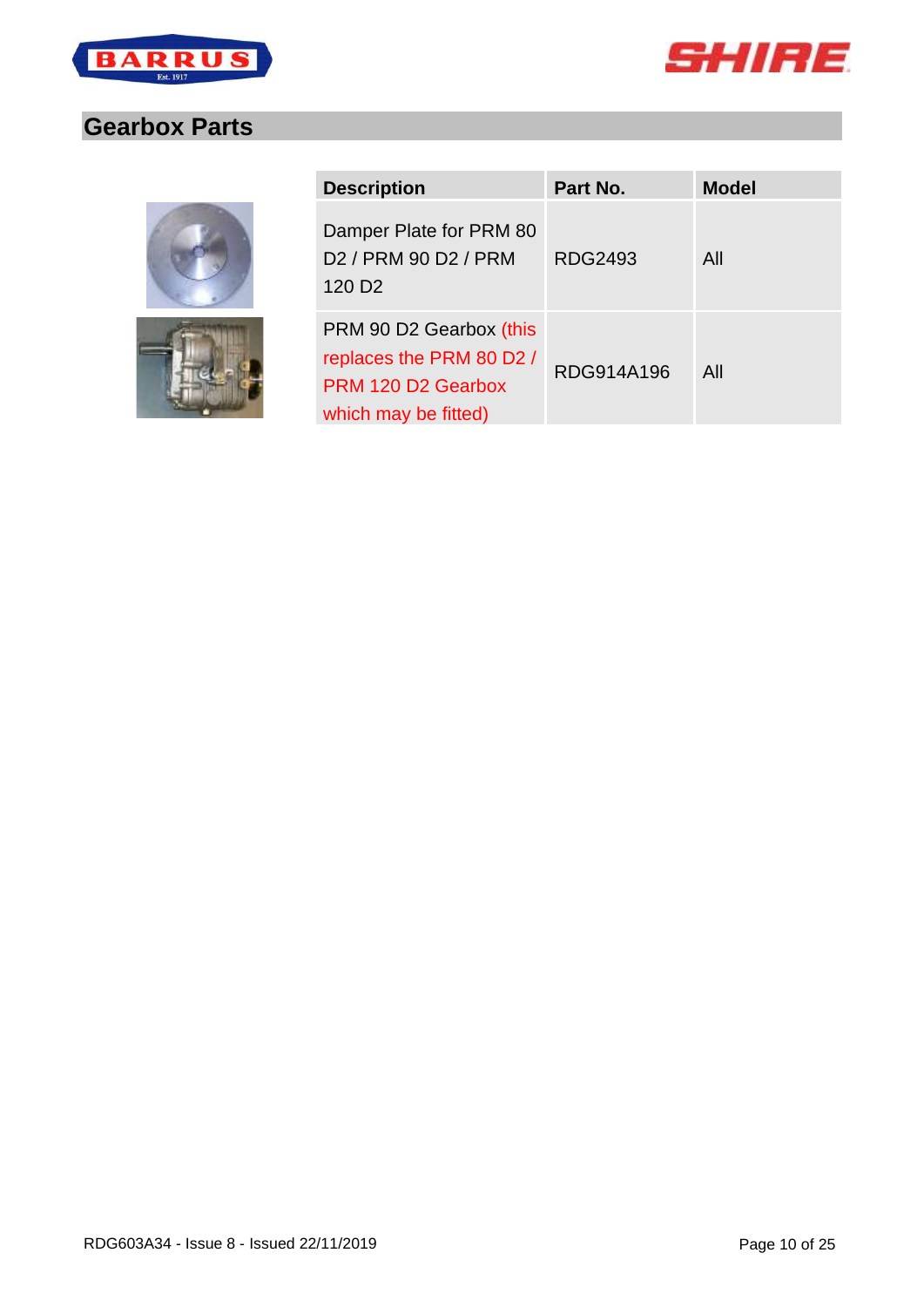## Gearbox Parts

| Description | Part No. | Model |
|---|---|---|
| Damper Plate for PRM 80 D2 / PRM 90 D2 / PRM 120 D2 | RDG2493 | All |
| PRM 90 D2 Gearbox (this replaces the PRM 80 D2 / PRM 120 D2 Gearbox which may be fitted) | RDG914A196 | All |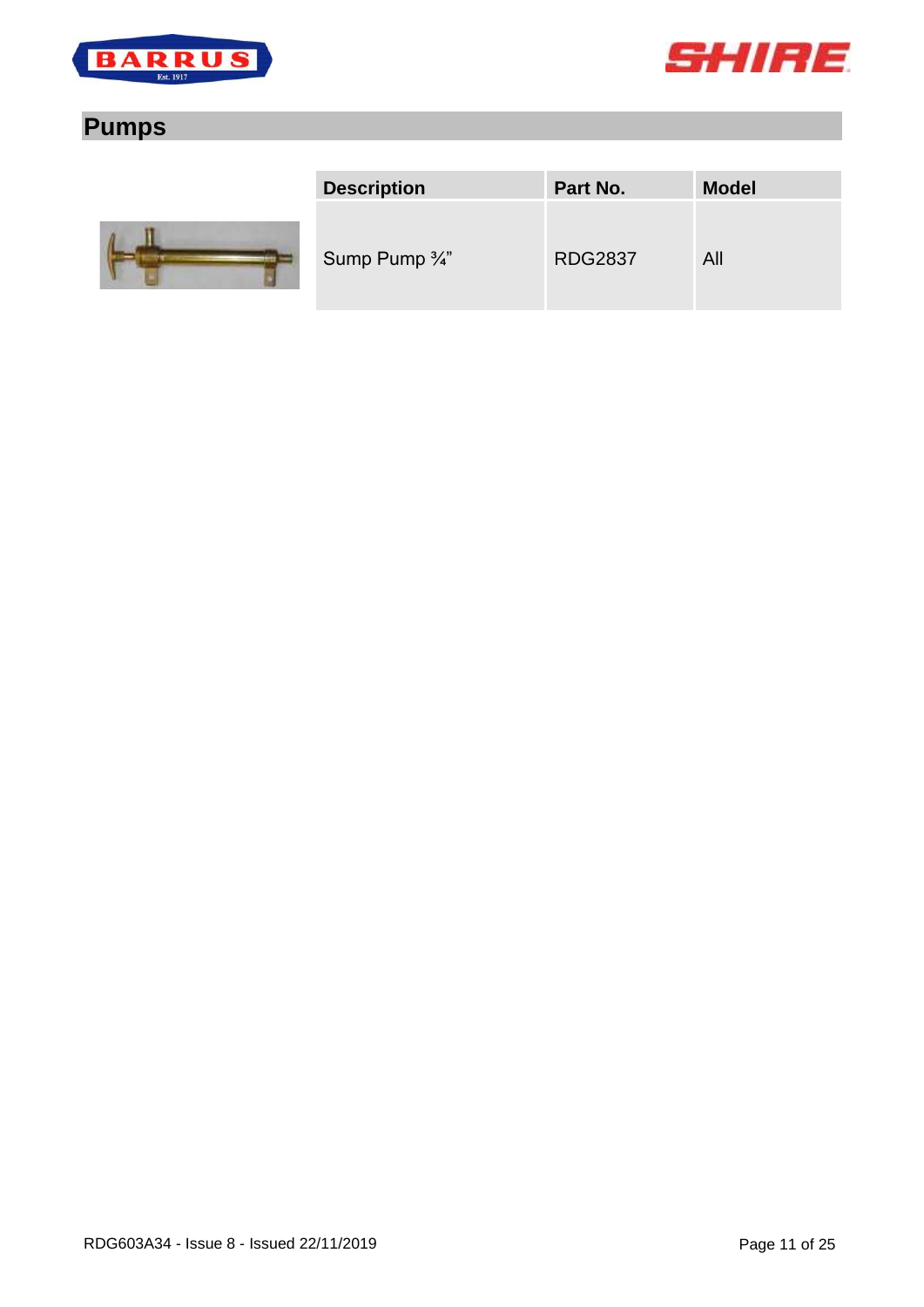## Pumps

| Description | Part No. | Model |
|---|---|---|
| Sump Pump ¾" | RDG2837 | All |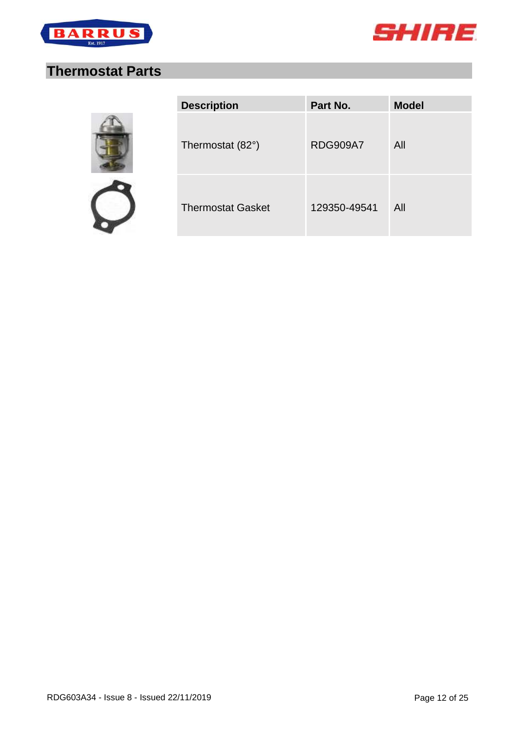# Thermostat Parts

| Description | Part No. | Model |
|---|---|---|
| Thermostat (82°) | RDG909A7 | All |
| Thermostat Gasket | 129350-49541 | All |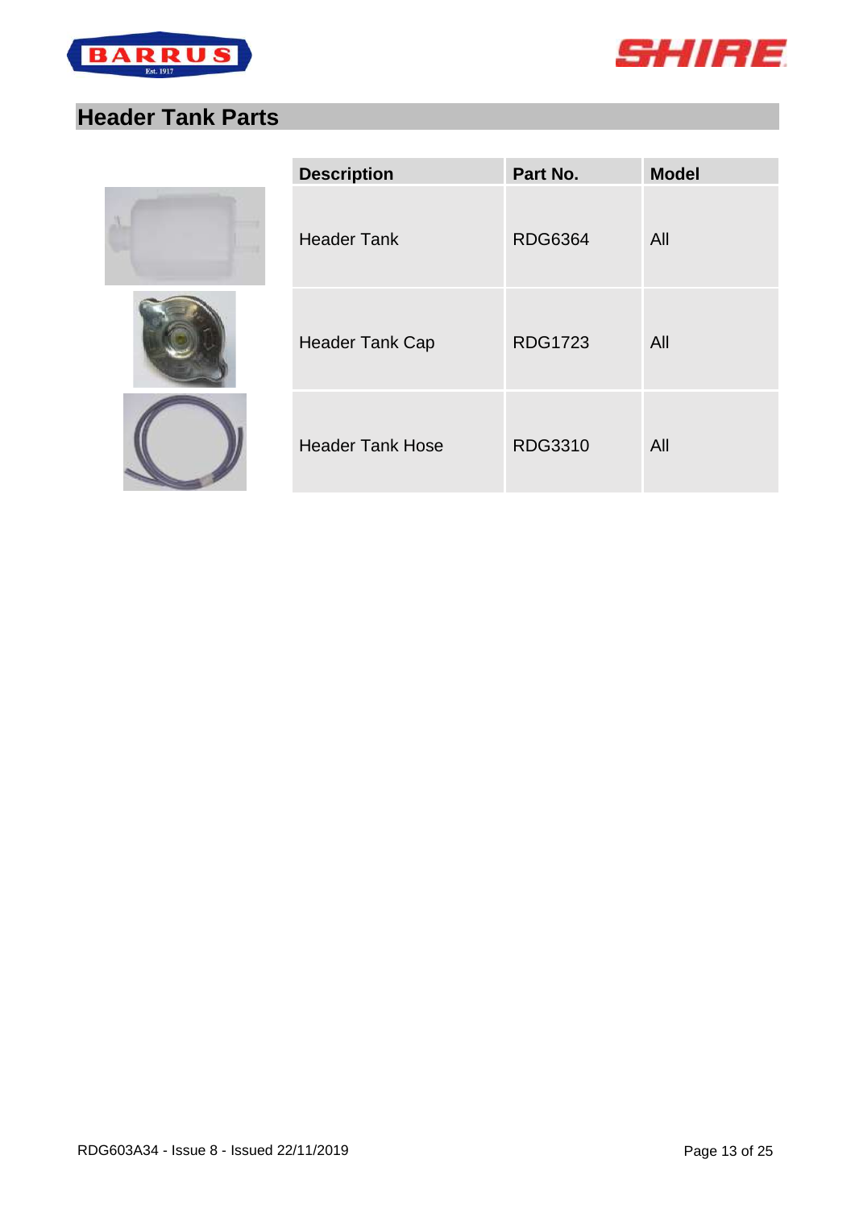## Header Tank Parts

| Description | Part No. | Model |
|---|---|---|
| Header Tank | RDG6364 | All |
| Header Tank Cap | RDG1723 | All |
| Header Tank Hose | RDG3310 | All |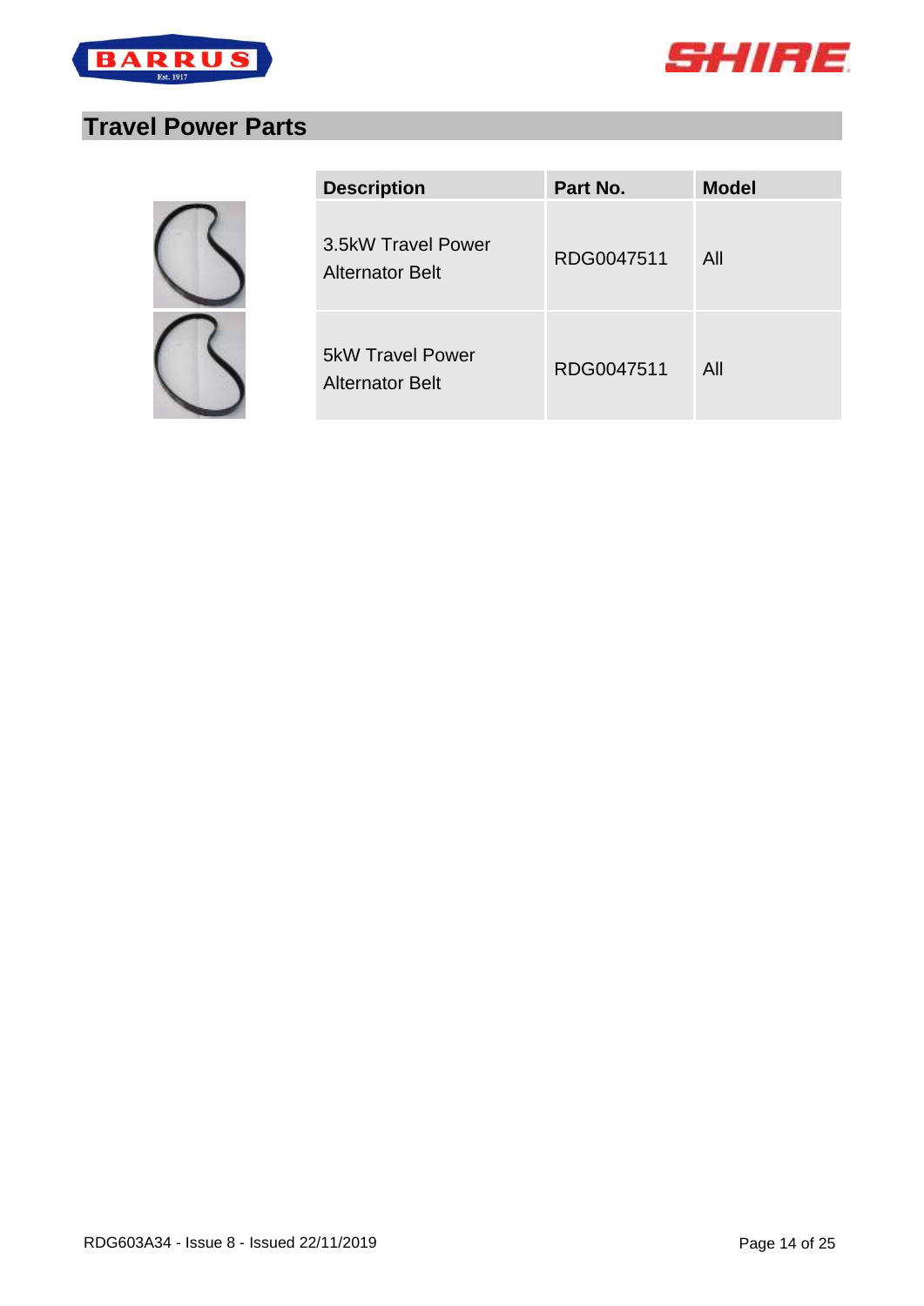## Travel Power Parts

| Description | Part No. | Model |
|---|---|---|
| 3.5kW Travel Power Alternator Belt | RDG0047511 | All |
| 5kW Travel Power Alternator Belt | RDG0047511 | All |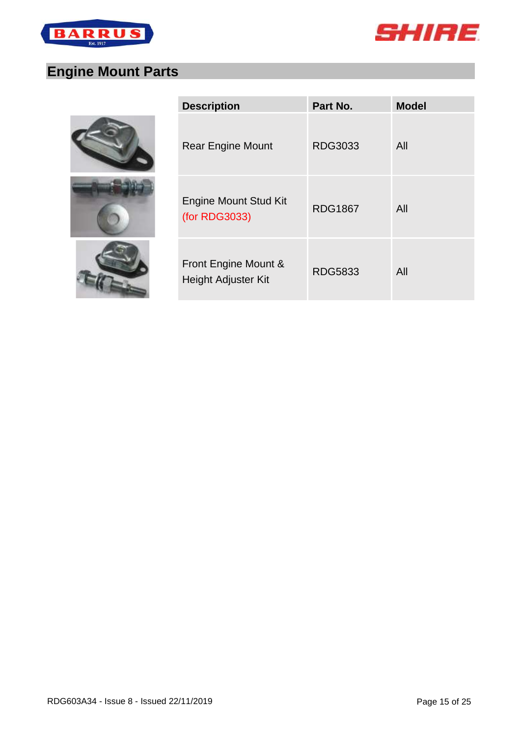## Engine Mount Parts

| Description | Part No. | Model |
|---|---|---|
| Rear Engine Mount | RDG3033 | All |
| Engine Mount Stud Kit (for RDG3033) | RDG1867 | All |
| Front Engine Mount & Height Adjuster Kit | RDG5833 | All |

RDG603A34 - Issue 8 - Issued 22/11/2019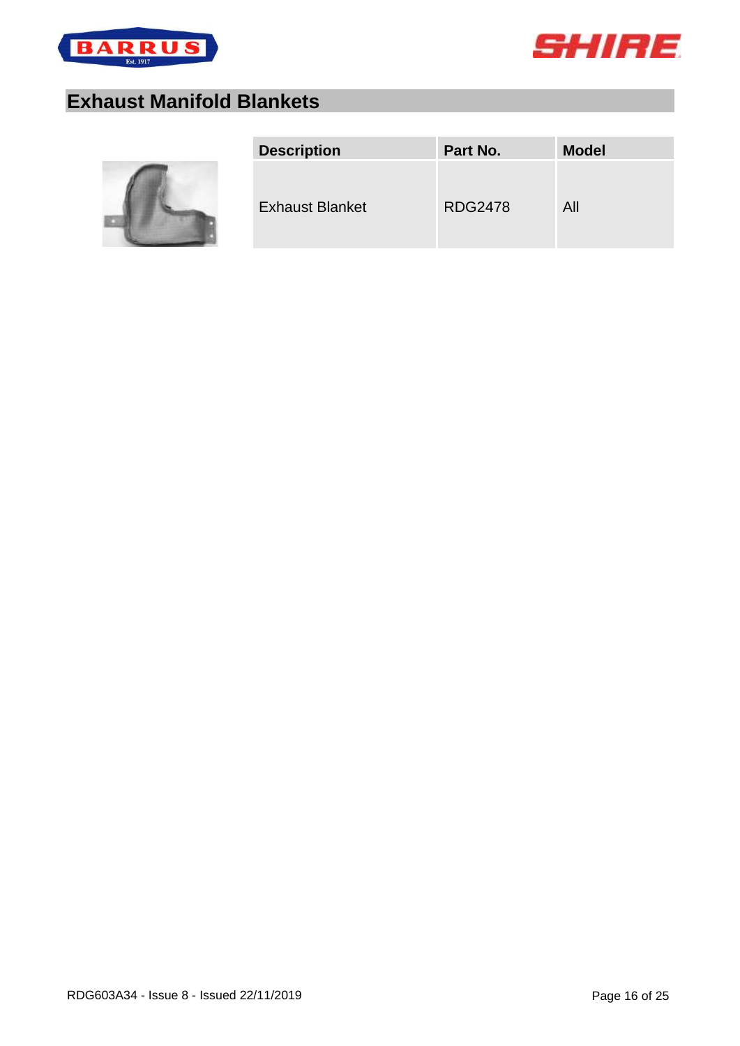## Exhaust Manifold Blankets

| Description | Part No. | Model |
|---|---|---|
| Exhaust Blanket | RDG2478 | All |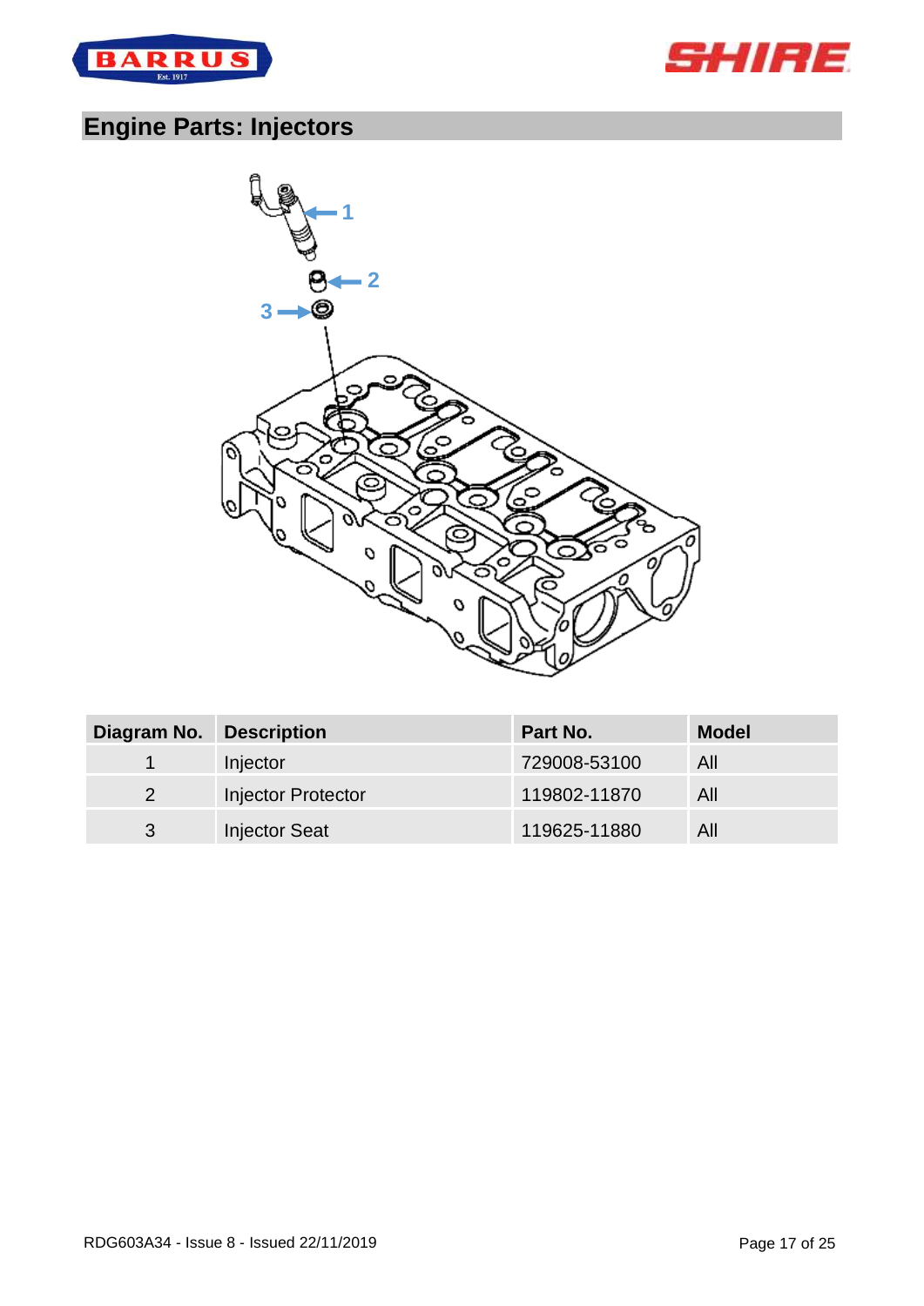## Engine Parts: Injectors

| Diagram No. | Description | Part No. | Model |
|---|---|---|---|
| 1 | Injector | 729008-53100 | All |
| 2 | Injector Protector | 119802-11870 | All |
| 3 | Injector Seat | 119625-11880 | All |

RDG603A34 - Issue 8 - Issued 22/11/2019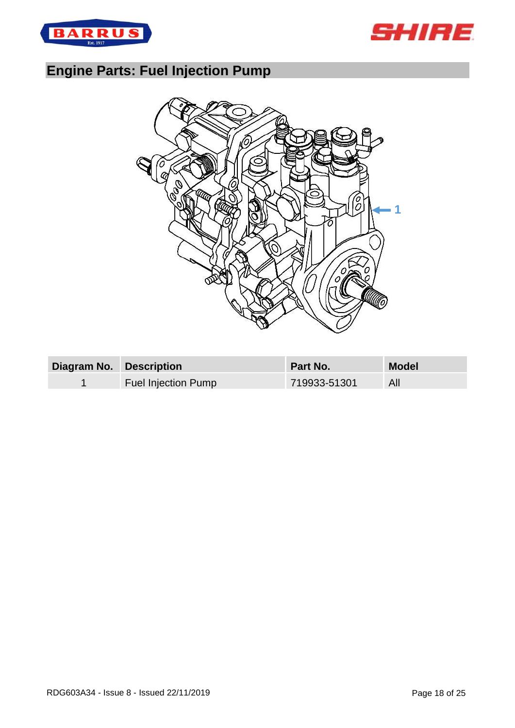## Engine Parts: Fuel Injection Pump

| Diagram No. | Description | Part No. | Model |
|---|---|---|---|
| 1 | Fuel Injection Pump | 719933-51301 | All |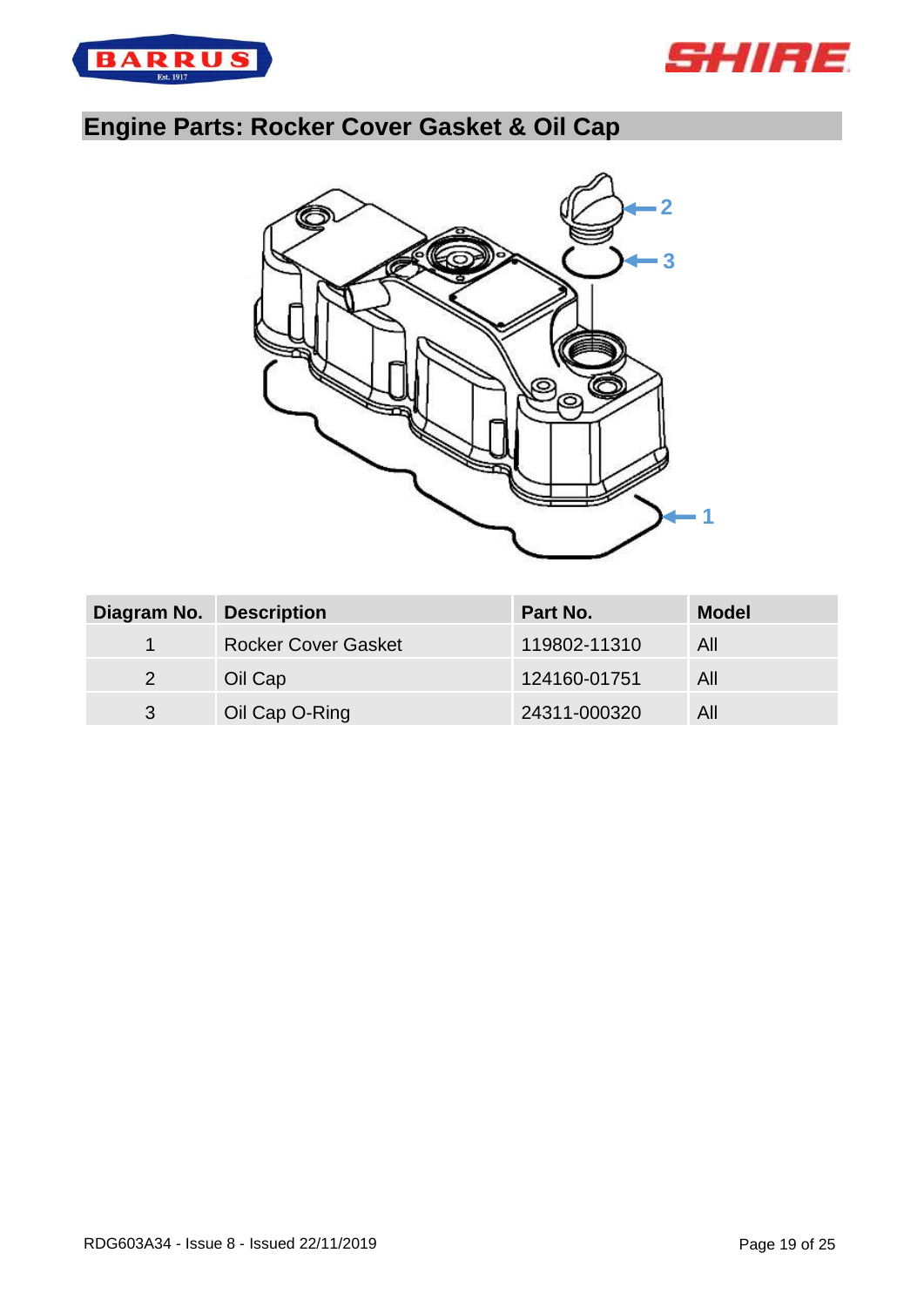# Engine Parts: Rocker Cover Gasket & Oil Cap

| Diagram No. | Description | Part No. | Model |
|---|---|---|---|
| 1 | Rocker Cover Gasket | 119802-11310 | All |
| 2 | Oil Cap | 124160-01751 | All |
| 3 | Oil Cap O-Ring | 24311-000320 | All |

RDG603A34 - Issue 8 - Issued 22/11/2019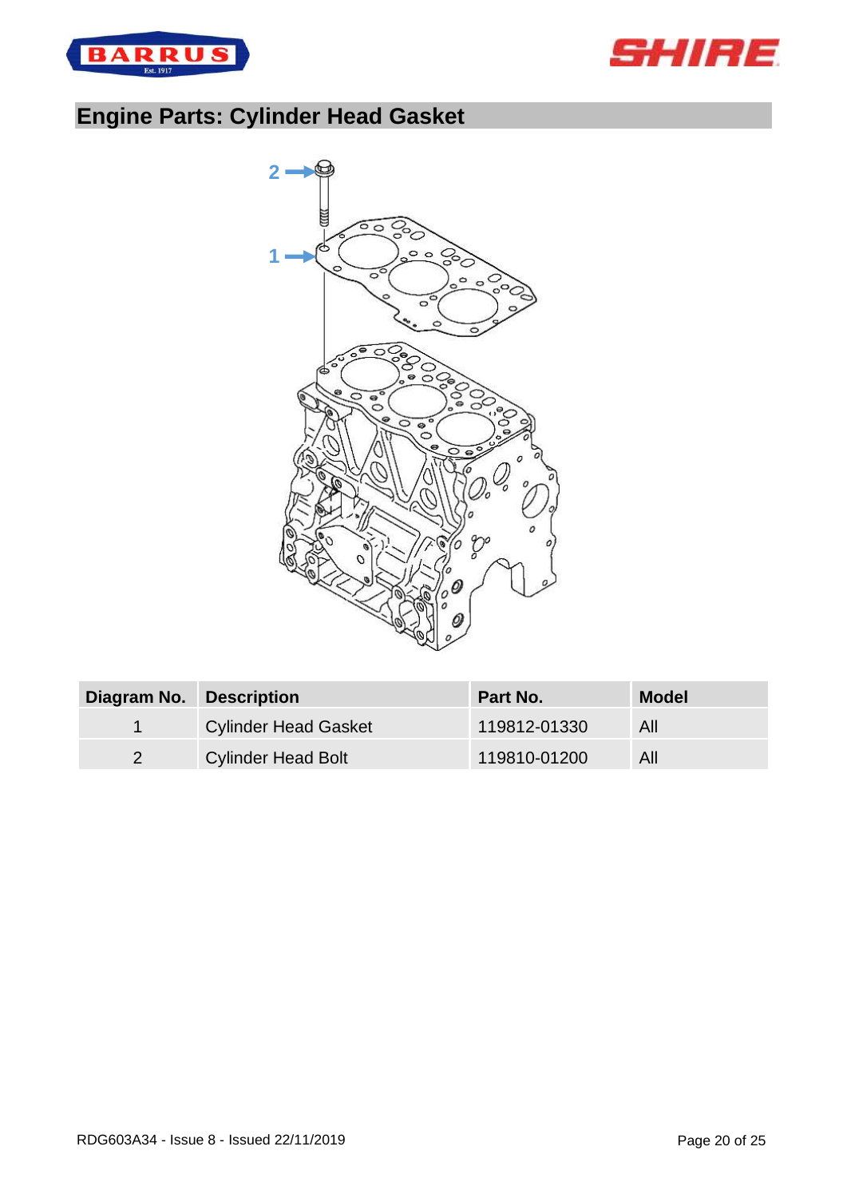## Engine Parts: Cylinder Head Gasket

| Diagram No. | Description | Part No. | Model |
|---|---|---|---|
| 1 | Cylinder Head Gasket | 119812-01330 | All |
| 2 | Cylinder Head Bolt | 119810-01200 | All |

RDG603A34 - Issue 8 - Issued 22/11/2019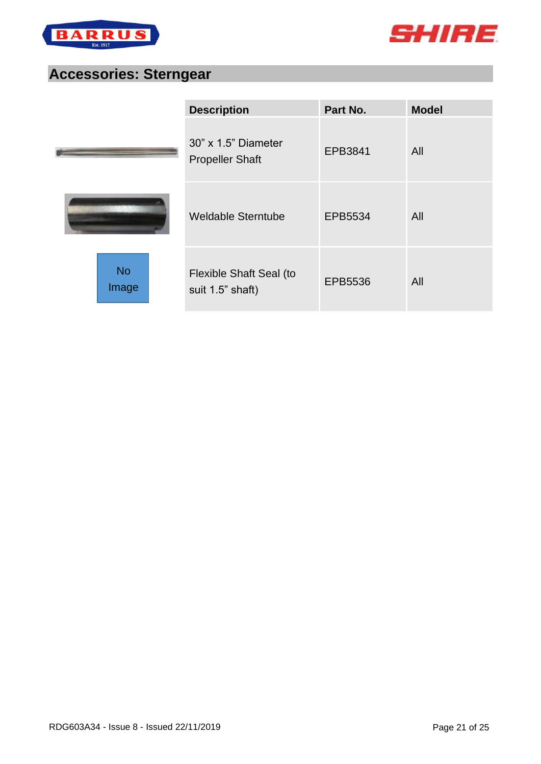## Accessories: Sterngear

| Description | Part No. | Model |
|---|---|---|
| 30" x 1.5" Diameter Propeller Shaft | EPB3841 | All |
| Weldable Sterntube | EPB5534 | All |
| Flexible Shaft Seal (to suit 1.5" shaft) | EPB5536 | All |

RDG603A34 - Issue 8 - Issued 22/11/2019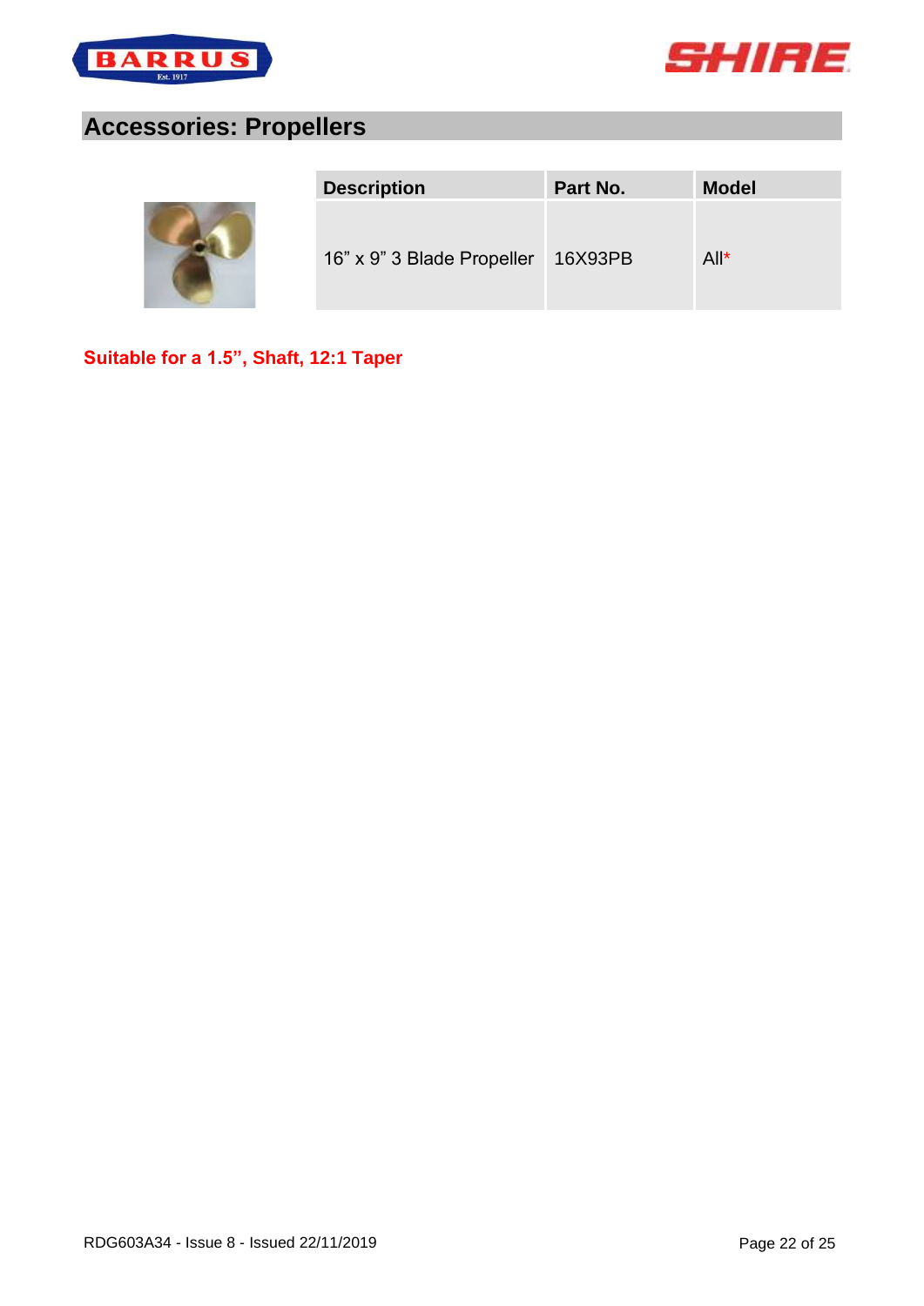## Accessories: Propellers

| Description | Part No. | Model |
|---|---|---|
| 16” x 9” 3 Blade Propeller | 16X93PB | All* |

**Suitable for a 1.5”, Shaft, 12:1 Taper**

RDG603A34 - Issue 8 - Issued 22/11/2019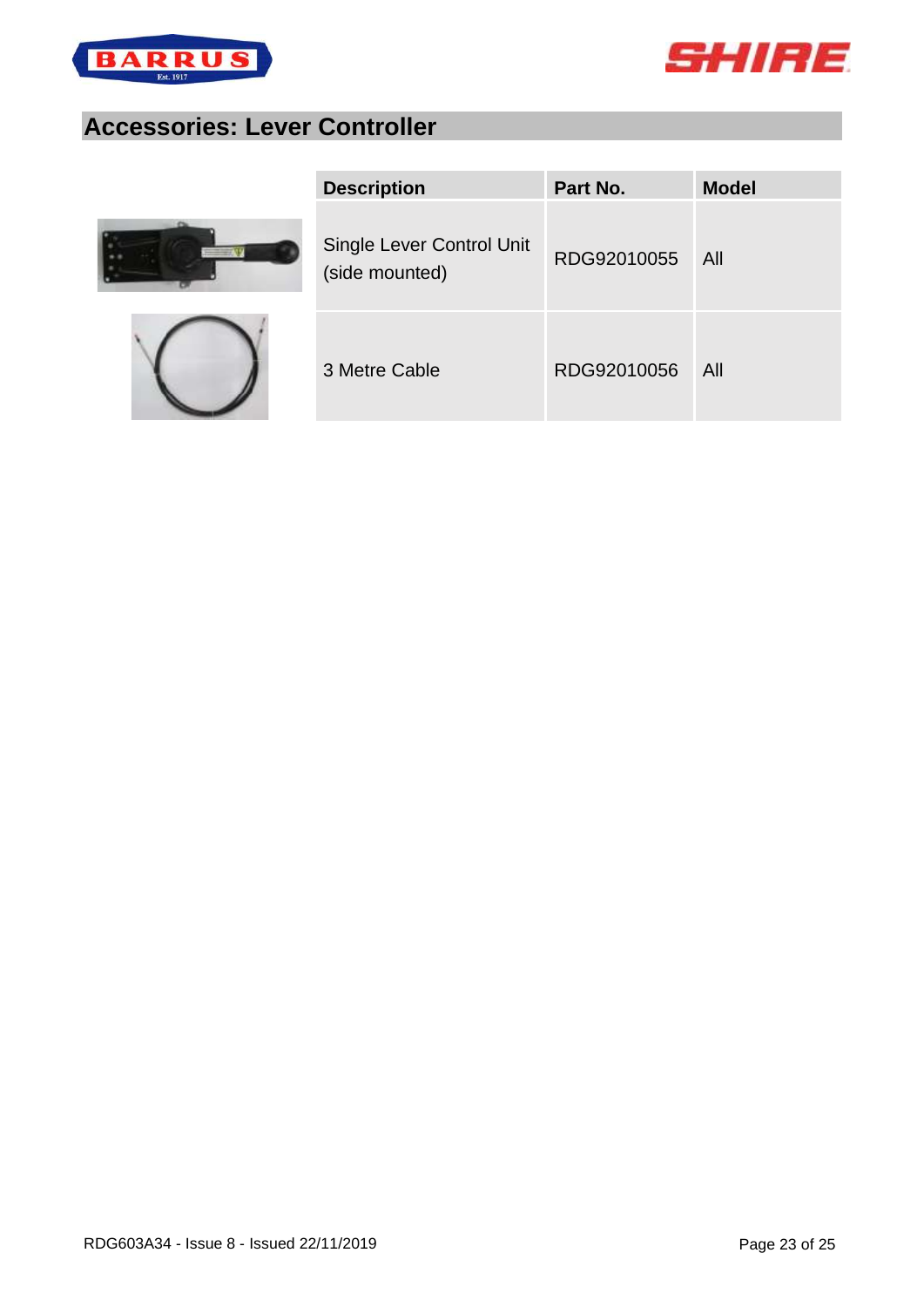## Accessories: Lever Controller

| Description | Part No. | Model |
|---|---|---|
| Single Lever Control Unit (side mounted) | RDG92010055 | All |
| 3 Metre Cable | RDG92010056 | All |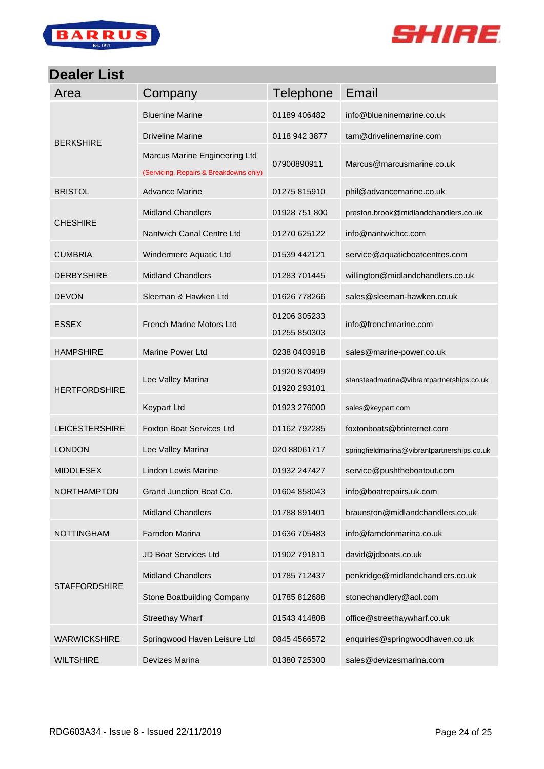## Dealer List

| Area | Company | Telephone | Email |
|---|---|---|---|
| BERKSHIRE | Bluenine Marine | 01189 406482 | info@blueninemarine.co.uk |
| | Driveline Marine | 0118 942 3877 | tam@drivelinemarine.com |
| | Marcus Marine Engineering Ltd (Servicing, Repairs & Breakdowns only) | 07900890911 | Marcus@marcusmarine.co.uk |
| BRISTOL | Advance Marine | 01275 815910 | phil@advancemarine.co.uk |
| CHESHIRE | Midland Chandlers | 01928 751 800 | preston.brook@midlandchandlers.co.uk |
| | Nantwich Canal Centre Ltd | 01270 625122 | info@nantwichcc.com |
| CUMBRIA | Windermere Aquatic Ltd | 01539 442121 | service@aquaticboatcentres.com |
| DERBYSHIRE | Midland Chandlers | 01283 701445 | willington@midlandchandlers.co.uk |
| DEVON | Sleeman & Hawken Ltd | 01626 778266 | sales@sleeman-hawken.co.uk |
| ESSEX | French Marine Motors Ltd | 01206 305233<br>01255 850303 | info@frenchmarine.com |
| HAMPSHIRE | Marine Power Ltd | 0238 0403918 | sales@marine-power.co.uk |
| HERTFORDSHIRE | Lee Valley Marina | 01920 870499<br>01920 293101 | stansteadmarina@vibrantpartnerships.co.uk |
| | Keypart Ltd | 01923 276000 | sales@keypart.com |
| LEICESTERSHIRE | Foxton Boat Services Ltd | 01162 792285 | foxtonboats@btinternet.com |
| LONDON | Lee Valley Marina | 020 88061717 | springfieldmarina@vibrantpartnerships.co.uk |
| MIDDLESEX | Lindon Lewis Marine | 01932 247427 | service@pushtheboatout.com |
| NORTHAMPTON | Grand Junction Boat Co. | 01604 858043 | info@boatrepairs.uk.com |
| | Midland Chandlers | 01788 891401 | braunston@midlandchandlers.co.uk |
| NOTTINGHAM | Farndon Marina | 01636 705483 | info@farndonmarina.co.uk |
| STAFFORDSHIRE | JD Boat Services Ltd | 01902 791811 | david@jdboats.co.uk |
| | Midland Chandlers | 01785 712437 | penkridge@midlandchandlers.co.uk |
| | Stone Boatbuilding Company | 01785 812688 | stonechandlery@aol.com |
| | Streethay Wharf | 01543 414808 | office@streethaywharf.co.uk |
| WARWICKSHIRE | Springwood Haven Leisure Ltd | 0845 4566572 | enquiries@springwoodhaven.co.uk |
| WILTSHIRE | Devizes Marina | 01380 725300 | sales@devizesmarina.com |

RDG603A34 - Issue 8 - Issued 22/11/2019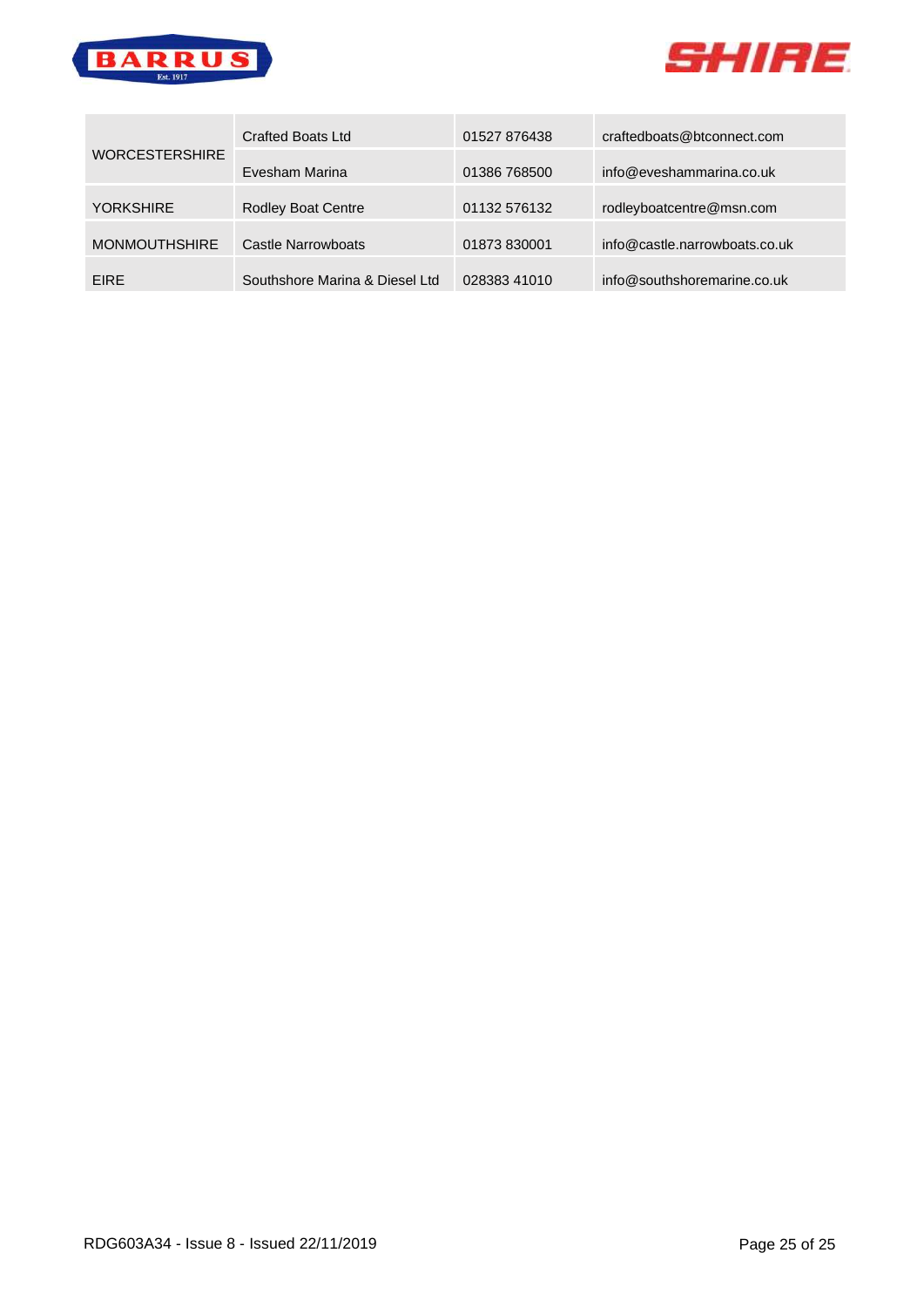| | | | |
|---|---|---|---|
| WORCESTERSHIRE | Crafted Boats Ltd | 01527 876438 | craftedboats@btconnect.com |
| | Evesham Marina | 01386 768500 | info@eveshammarina.co.uk |
| YORKSHIRE | Rodley Boat Centre | 01132 576132 | rodleyboatcentre@msn.com |
| MONMOUTHSHIRE | Castle Narrowboats | 01873 830001 | info@castle.narrowboats.co.uk |
| EIRE | Southshore Marina & Diesel Ltd | 028383 41010 | info@southshoremarine.co.uk |